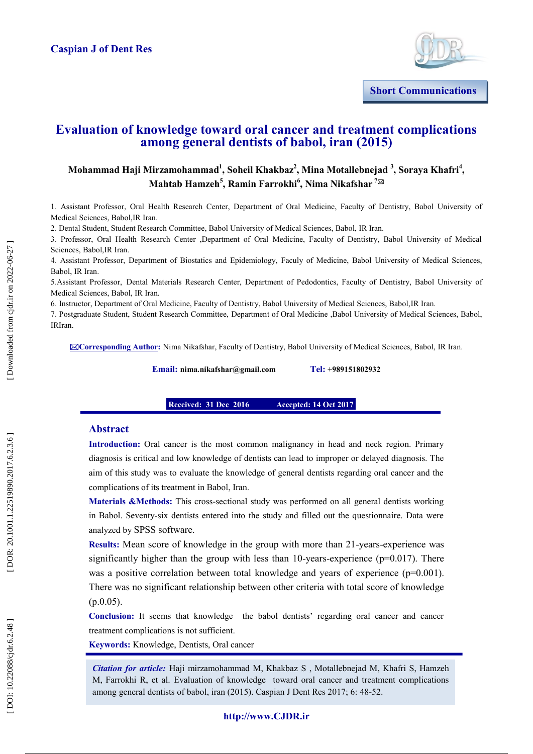Short Communications

# Evaluation of knowledge toward oral cancer and treatment complications among general dentists of babol, iran (2015)

**Mohammad Haji Mirzamohammad[1], Soheil Khakbaz[2], Mina Motallebnejad [3], Soraya Khafri[4], Mahtab Hamzeh[5], Ramin Farrokhi[6], Nima Nikafshar [7]✉**

1. Assistant Professor, Oral Health Research Center, Department of Oral Medicine, Faculty of Dentistry, Babol University of Medical Sciences, Babol,IR Iran.
2. Dental Student, Student Research Committee, Babol University of Medical Sciences, Babol, IR Iran.
3. Professor, Oral Health Research Center ,Department of Oral Medicine, Faculty of Dentistry, Babol University of Medical Sciences, Babol,IR Iran.
4. Assistant Professor, Department of Biostatics and Epidemiology, Faculy of Medicine, Babol University of Medical Sciences, Babol, IR Iran.
5.Assistant Professor, Dental Materials Research Center, Department of Pedodontics, Faculty of Dentistry, Babol University of Medical Sciences, Babol, IR Iran.
6. Instructor, Department of Oral Medicine, Faculty of Dentistry, Babol University of Medical Sciences, Babol,IR Iran.
7. Postgraduate Student, Student Research Committee, Department of Oral Medicine ,Babol University of Medical Sciences, Babol, IRIran.

✉**Corresponding Author:** Nima Nikafshar, Faculty of Dentistry, Babol University of Medical Sciences, Babol, IR Iran.

**Email:** nima.nikafshar@gmail.com **Tel:** +989151802932

**Received: 31 Dec 2016 Accepted: 14 Oct 2017**

## Abstract

**Introduction:** Oral cancer is the most common malignancy in head and neck region. Primary diagnosis is critical and low knowledge of dentists can lead to improper or delayed diagnosis. The aim of this study was to evaluate the knowledge of general dentists regarding oral cancer and the complications of its treatment in Babol, Iran.

**Materials &Methods:** This cross-sectional study was performed on all general dentists working in Babol. Seventy-six dentists entered into the study and filled out the questionnaire. Data were analyzed by SPSS software.

**Results:** Mean score of knowledge in the group with more than 21-years-experience was significantly higher than the group with less than 10-years-experience ($p=0.017$). There was a positive correlation between total knowledge and years of experience ($p=0.001$). There was no significant relationship between other criteria with total score of knowledge (p.0.05).

**Conclusion:** It seems that knowledge the babol dentists' regarding oral cancer and cancer treatment complications is not sufficient.

**Keywords:** Knowledge, Dentists, Oral cancer

*Citation for article:* Haji mirzamohammad M, Khakbaz S , Motallebnejad M, Khafri S, Hamzeh M, Farrokhi R, et al. Evaluation of knowledge toward oral cancer and treatment complications among general dentists of babol, iran (2015). Caspian J Dent Res 2017; 6: 48-52.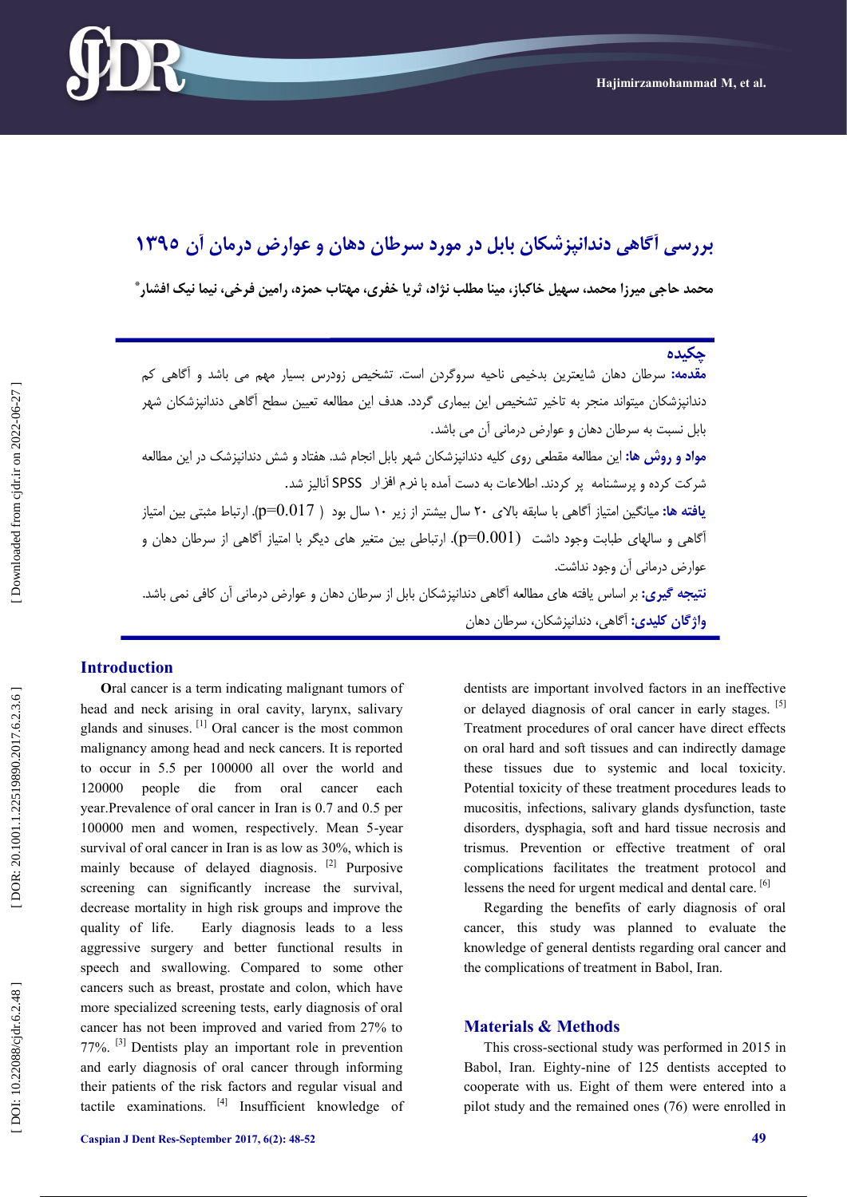# بررسی آگاهی دندانپزشکان بابل در مورد سرطان دهان و عوارض درمان آن ۱۳۹۵

**محمد حاجی میرزا محمد، سهیل خاکباز، مینا مطلب نژاد، ثریا خفری، مهتاب حمزه، رامین فرخی، نیما نیک افشار***

## چکیده

**مقدمه:** سرطان دهان شایعترین بدخیمی ناحیه سروگردن است. تشخیص زودرس بسیار مهم می باشد و آگاهی کم دندانپزشکان میتواند منجر به تاخیر تشخیص این بیماری گردد. هدف این مطالعه تعیین سطح آگاهی دندانپزشکان شهر بابل نسبت به سرطان دهان و عوارض درمانی آن می باشد.

**مواد و روش ها:** این مطالعه مقطعی روی کلیه دندانپزشکان شهر بابل انجام شد. هفتاد و شش دندانپزشک در این مطالعه شرکت کرده و پرسشنامه پر کردند. اطلاعات به دست آمده با نرم افزار SPSS آنالیز شد.

**یافته ها:** میانگین امتیاز آگاهی با سابقه بالای ۲۰ سال بیشتر از زیر ۱۰ سال بود ( p=0.017). ارتباط مثبتی بین امتیاز آگاهی و سالهای طبابت وجود داشت (p=0.001). ارتباطی بین متغیر های دیگر با امتیاز آگاهی از سرطان دهان و عوارض درمانی آن وجود نداشت.

**نتیجه گیری:** بر اساس یافته های مطالعه آگاهی دندانپزشکان بابل از سرطان دهان و عوارض درمانی آن کافی نمی باشد.

**واژگان کلیدی:** آگاهی، دندانپزشکان، سرطان دهان

## Introduction

Oral cancer is a term indicating malignant tumors of head and neck arising in oral cavity, larynx, salivary glands and sinuses. [1] Oral cancer is the most common malignancy among head and neck cancers. It is reported to occur in 5.5 per 100000 all over the world and 120000 people die from oral cancer each year.Prevalence of oral cancer in Iran is 0.7 and 0.5 per 100000 men and women, respectively. Mean 5-year survival of oral cancer in Iran is as low as 30%, which is mainly because of delayed diagnosis. [2] Purposive screening can significantly increase the survival, decrease mortality in high risk groups and improve the quality of life. Early diagnosis leads to a less aggressive surgery and better functional results in speech and swallowing. Compared to some other cancers such as breast, prostate and colon, which have more specialized screening tests, early diagnosis of oral cancer has not been improved and varied from 27% to 77%. [3] Dentists play an important role in prevention and early diagnosis of oral cancer through informing their patients of the risk factors and regular visual and tactile examinations. [4] Insufficient knowledge of dentists are important involved factors in an ineffective or delayed diagnosis of oral cancer in early stages. [5] Treatment procedures of oral cancer have direct effects on oral hard and soft tissues and can indirectly damage these tissues due to systemic and local toxicity. Potential toxicity of these treatment procedures leads to mucositis, infections, salivary glands dysfunction, taste disorders, dysphagia, soft and hard tissue necrosis and trismus. Prevention or effective treatment of oral complications facilitates the treatment protocol and lessens the need for urgent medical and dental care. [6]

Regarding the benefits of early diagnosis of oral cancer, this study was planned to evaluate the knowledge of general dentists regarding oral cancer and the complications of treatment in Babol, Iran.

## Materials & Methods

This cross-sectional study was performed in 2015 in Babol, Iran. Eighty-nine of 125 dentists accepted to cooperate with us. Eight of them were entered into a pilot study and the remained ones (76) were enrolled in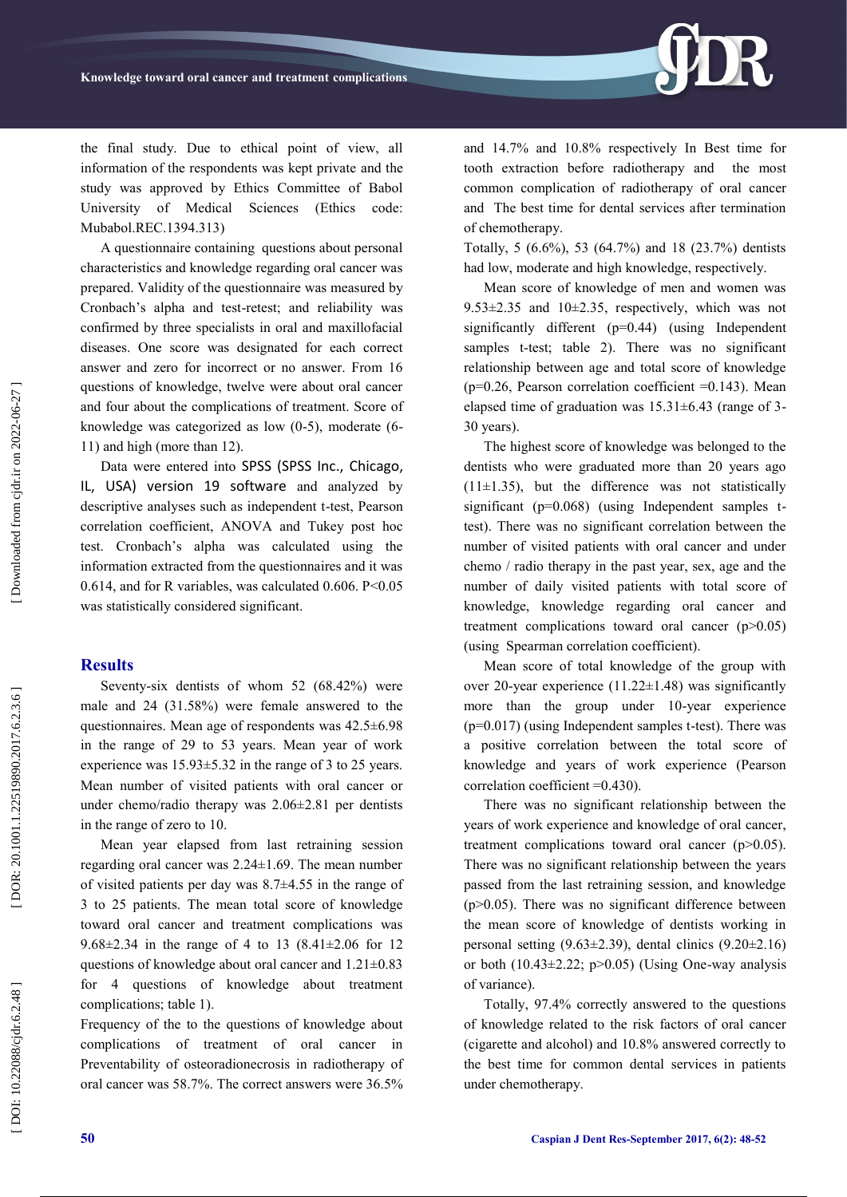the final study. Due to ethical point of view, all information of the respondents was kept private and the study was approved by Ethics Committee of Babol University of Medical Sciences (Ethics code: Mubabol.REC.1394.313)

A questionnaire containing questions about personal characteristics and knowledge regarding oral cancer was prepared. Validity of the questionnaire was measured by Cronbach's alpha and test-retest; and reliability was confirmed by three specialists in oral and maxillofacial diseases. One score was designated for each correct answer and zero for incorrect or no answer. From 16 questions of knowledge, twelve were about oral cancer and four about the complications of treatment. Score of knowledge was categorized as low (0-5), moderate (6-11) and high (more than 12).

Data were entered into SPSS (SPSS Inc., Chicago, IL, USA) version 19 software and analyzed by descriptive analyses such as independent t-test, Pearson correlation coefficient, ANOVA and Tukey post hoc test. Cronbach's alpha was calculated using the information extracted from the questionnaires and it was 0.614, and for R variables, was calculated 0.606. $P<0.05$ was statistically considered significant.

## Results

Seventy-six dentists of whom 52 (68.42%) were male and 24 (31.58%) were female answered to the questionnaires. Mean age of respondents was 42.5±6.98 in the range of 29 to 53 years. Mean year of work experience was 15.93±5.32 in the range of 3 to 25 years. Mean number of visited patients with oral cancer or under chemo/radio therapy was 2.06±2.81 per dentists in the range of zero to 10.

Mean year elapsed from last retraining session regarding oral cancer was 2.24±1.69. The mean number of visited patients per day was 8.7±4.55 in the range of 3 to 25 patients. The mean total score of knowledge toward oral cancer and treatment complications was 9.68±2.34 in the range of 4 to 13 (8.41±2.06 for 12 questions of knowledge about oral cancer and 1.21±0.83 for 4 questions of knowledge about treatment complications; table 1).

Frequency of the to the questions of knowledge about complications of treatment of oral cancer in Preventability of osteoradionecrosis in radiotherapy of oral cancer was 58.7%. The correct answers were 36.5% and 14.7% and 10.8% respectively In Best time for tooth extraction before radiotherapy and the most common complication of radiotherapy of oral cancer and The best time for dental services after termination of chemotherapy.

Totally, 5 (6.6%), 53 (64.7%) and 18 (23.7%) dentists had low, moderate and high knowledge, respectively.

Mean score of knowledge of men and women was 9.53±2.35 and 10±2.35, respectively, which was not significantly different ($p=0.44$) (using Independent samples t-test; table 2). There was no significant relationship between age and total score of knowledge ($p=0.26$, Pearson correlation coefficient =0.143). Mean elapsed time of graduation was 15.31±6.43 (range of 3-30 years).

The highest score of knowledge was belonged to the dentists who were graduated more than 20 years ago (11±1.35), but the difference was not statistically significant ($p=0.068$) (using Independent samples t-test). There was no significant correlation between the number of visited patients with oral cancer and under chemo / radio therapy in the past year, sex, age and the number of daily visited patients with total score of knowledge, knowledge regarding oral cancer and treatment complications toward oral cancer ($p>0.05$) (using Spearman correlation coefficient).

Mean score of total knowledge of the group with over 20-year experience (11.22±1.48) was significantly more than the group under 10-year experience ($p=0.017$) (using Independent samples t-test). There was a positive correlation between the total score of knowledge and years of work experience (Pearson correlation coefficient =0.430).

There was no significant relationship between the years of work experience and knowledge of oral cancer, treatment complications toward oral cancer ($p>0.05$). There was no significant relationship between the years passed from the last retraining session, and knowledge ($p>0.05$). There was no significant difference between the mean score of knowledge of dentists working in personal setting (9.63±2.39), dental clinics (9.20±2.16) or both (10.43±2.22; $p>0.05$) (Using One-way analysis of variance).

Totally, 97.4% correctly answered to the questions of knowledge related to the risk factors of oral cancer (cigarette and alcohol) and 10.8% answered correctly to the best time for common dental services in patients under chemotherapy.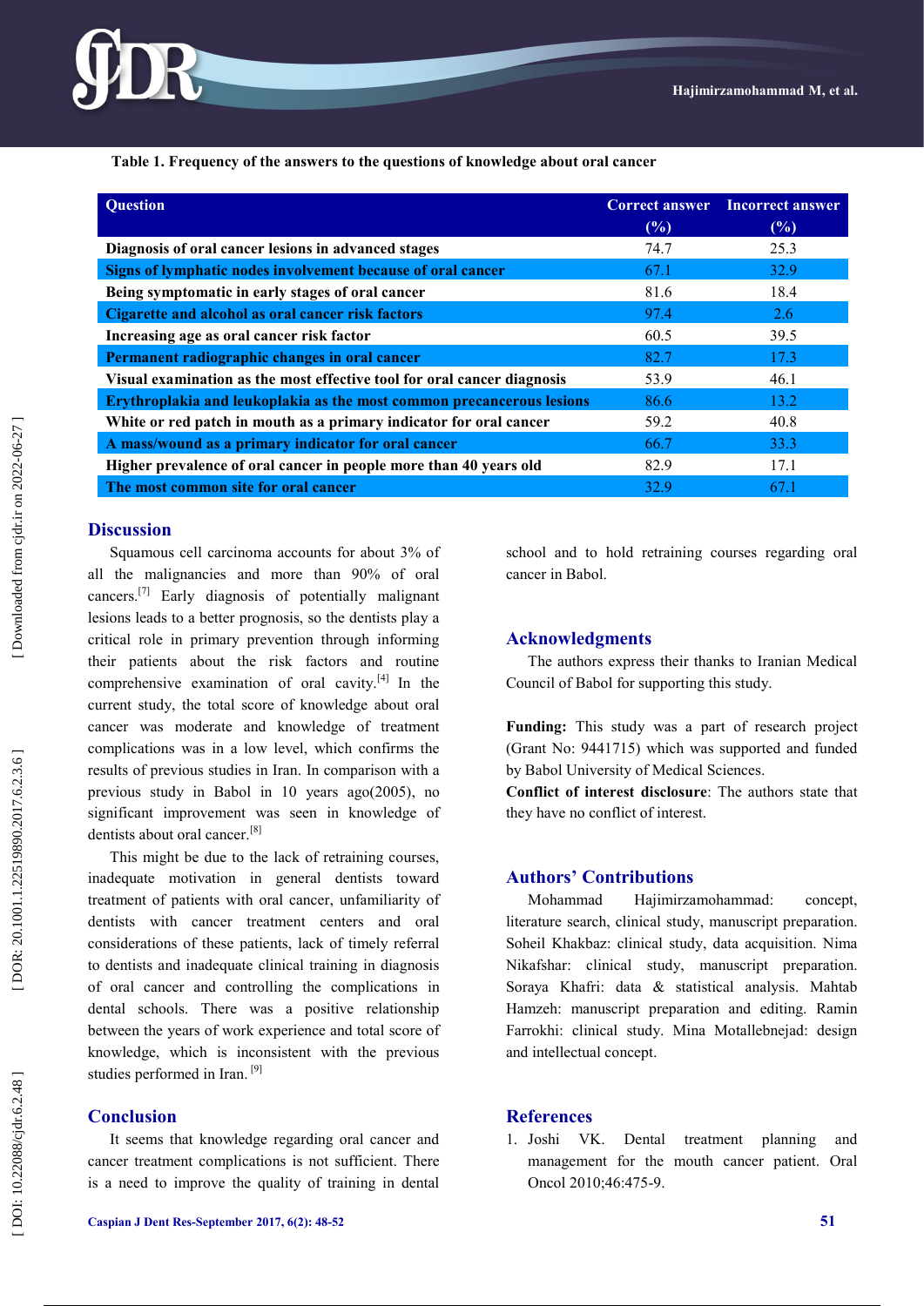**Table 1. Frequency of the answers to the questions of knowledge about oral cancer**

| Question | Correct answer (%) | Incorrect answer (%) |
|---|---|---|
| Diagnosis of oral cancer lesions in advanced stages | 74.7 | 25.3 |
| Signs of lymphatic nodes involvement because of oral cancer | 67.1 | 32.9 |
| Being symptomatic in early stages of oral cancer | 81.6 | 18.4 |
| Cigarette and alcohol as oral cancer risk factors | 97.4 | 2.6 |
| Increasing age as oral cancer risk factor | 60.5 | 39.5 |
| Permanent radiographic changes in oral cancer | 82.7 | 17.3 |
| Visual examination as the most effective tool for oral cancer diagnosis | 53.9 | 46.1 |
| Erythroplakia and leukoplakia as the most common precancerous lesions | 86.6 | 13.2 |
| White or red patch in mouth as a primary indicator for oral cancer | 59.2 | 40.8 |
| A mass/wound as a primary indicator for oral cancer | 66.7 | 33.3 |
| Higher prevalence of oral cancer in people more than 40 years old | 82.9 | 17.1 |
| The most common site for oral cancer | 32.9 | 67.1 |

## Discussion

Squamous cell carcinoma accounts for about 3% of all the malignancies and more than 90% of oral cancers.[7] Early diagnosis of potentially malignant lesions leads to a better prognosis, so the dentists play a critical role in primary prevention through informing their patients about the risk factors and routine comprehensive examination of oral cavity.[4] In the current study, the total score of knowledge about oral cancer was moderate and knowledge of treatment complications was in a low level, which confirms the results of previous studies in Iran. In comparison with a previous study in Babol in 10 years ago(2005), no significant improvement was seen in knowledge of dentists about oral cancer.[8]

This might be due to the lack of retraining courses, inadequate motivation in general dentists toward treatment of patients with oral cancer, unfamiliarity of dentists with cancer treatment centers and oral considerations of these patients, lack of timely referral to dentists and inadequate clinical training in diagnosis of oral cancer and controlling the complications in dental schools. There was a positive relationship between the years of work experience and total score of knowledge, which is inconsistent with the previous studies performed in Iran. [9]

## Conclusion

It seems that knowledge regarding oral cancer and cancer treatment complications is not sufficient. There is a need to improve the quality of training in dental school and to hold retraining courses regarding oral cancer in Babol.

## Acknowledgments

The authors express their thanks to Iranian Medical Council of Babol for supporting this study.

**Funding:** This study was a part of research project (Grant No: 9441715) which was supported and funded by Babol University of Medical Sciences.

**Conflict of interest disclosure**: The authors state that they have no conflict of interest.

## Authors' Contributions

Mohammad Hajimirzamohammad: concept, literature search, clinical study, manuscript preparation. Soheil Khakbaz: clinical study, data acquisition. Nima Nikafshar: clinical study, manuscript preparation. Soraya Khafri: data & statistical analysis. Mahtab Hamzeh: manuscript preparation and editing. Ramin Farrokhi: clinical study. Mina Motallebnejad: design and intellectual concept.

## References

1. Joshi VK. Dental treatment planning and management for the mouth cancer patient. Oral Oncol 2010;46:475-9.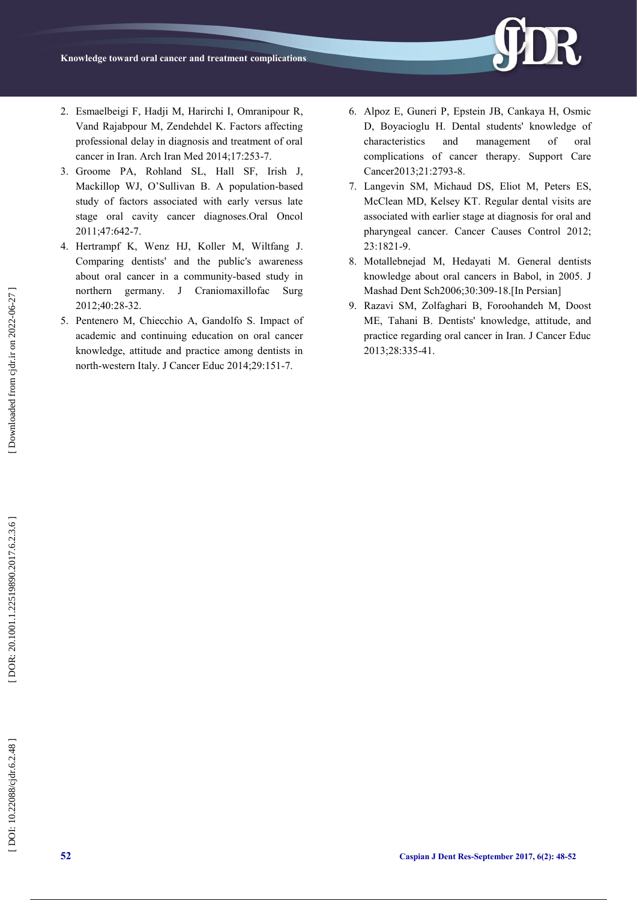2. Esmaelbeigi F, Hadji M, Harirchi I, Omranipour R, Vand Rajabpour M, Zendehdel K. Factors affecting professional delay in diagnosis and treatment of oral cancer in Iran. Arch Iran Med 2014;17:253-7.
3. Groome PA, Rohland SL, Hall SF, Irish J, Mackillop WJ, O'Sullivan B. A population-based study of factors associated with early versus late stage oral cavity cancer diagnoses.Oral Oncol 2011;47:642-7.
4. Hertrampf K, Wenz HJ, Koller M, Wiltfang J. Comparing dentists' and the public's awareness about oral cancer in a community-based study in northern germany. J Craniomaxillofac Surg 2012;40:28-32.
5. Pentenero M, Chiecchio A, Gandolfo S. Impact of academic and continuing education on oral cancer knowledge, attitude and practice among dentists in north-western Italy. J Cancer Educ 2014;29:151-7.
6. Alpoz E, Guneri P, Epstein JB, Cankaya H, Osmic D, Boyacioglu H. Dental students' knowledge of characteristics and management of oral complications of cancer therapy. Support Care Cancer2013;21:2793-8.
7. Langevin SM, Michaud DS, Eliot M, Peters ES, McClean MD, Kelsey KT. Regular dental visits are associated with earlier stage at diagnosis for oral and pharyngeal cancer. Cancer Causes Control 2012; 23:1821-9.
8. Motallebnejad M, Hedayati M. General dentists knowledge about oral cancers in Babol, in 2005. J Mashad Dent Sch2006;30:309-18.[In Persian]
9. Razavi SM, Zolfaghari B, Foroohandeh M, Doost ME, Tahani B. Dentists' knowledge, attitude, and practice regarding oral cancer in Iran. J Cancer Educ 2013;28:335-41.